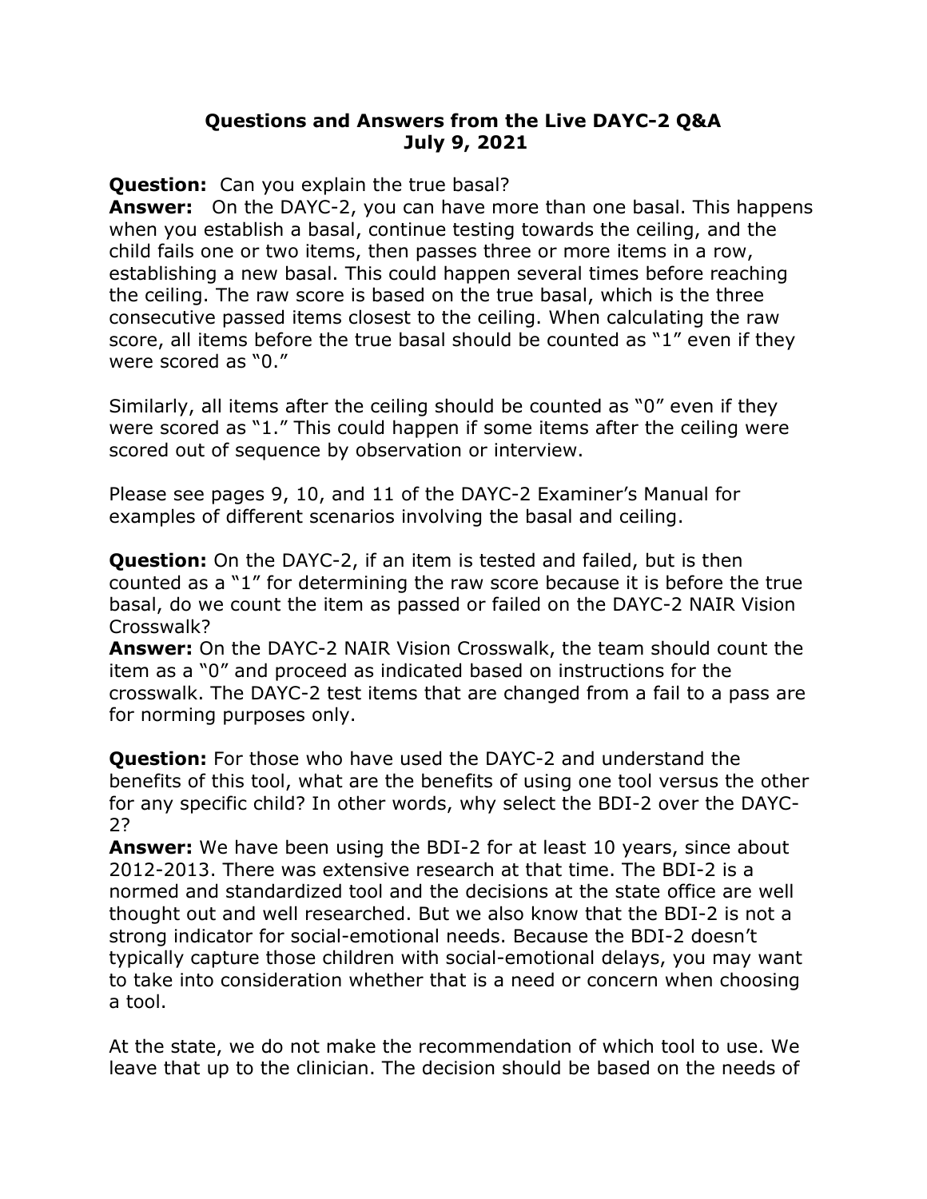# Questions and Answers from the Live DAYC-2 Q&A
## July 9, 2021

**Question:** Can you explain the true basal?
**Answer:** On the DAYC-2, you can have more than one basal. This happens when you establish a basal, continue testing towards the ceiling, and the child fails one or two items, then passes three or more items in a row, establishing a new basal. This could happen several times before reaching the ceiling. The raw score is based on the true basal, which is the three consecutive passed items closest to the ceiling. When calculating the raw score, all items before the true basal should be counted as "1" even if they were scored as "0."

Similarly, all items after the ceiling should be counted as "0" even if they were scored as "1." This could happen if some items after the ceiling were scored out of sequence by observation or interview.

Please see pages 9, 10, and 11 of the DAYC-2 Examiner's Manual for examples of different scenarios involving the basal and ceiling.

**Question:** On the DAYC-2, if an item is tested and failed, but is then counted as a "1" for determining the raw score because it is before the true basal, do we count the item as passed or failed on the DAYC-2 NAIR Vision Crosswalk?
**Answer:** On the DAYC-2 NAIR Vision Crosswalk, the team should count the item as a "0" and proceed as indicated based on instructions for the crosswalk. The DAYC-2 test items that are changed from a fail to a pass are for norming purposes only.

**Question:** For those who have used the DAYC-2 and understand the benefits of this tool, what are the benefits of using one tool versus the other for any specific child? In other words, why select the BDI-2 over the DAYC-2?
**Answer:** We have been using the BDI-2 for at least 10 years, since about 2012-2013. There was extensive research at that time. The BDI-2 is a normed and standardized tool and the decisions at the state office are well thought out and well researched. But we also know that the BDI-2 is not a strong indicator for social-emotional needs. Because the BDI-2 doesn't typically capture those children with social-emotional delays, you may want to take into consideration whether that is a need or concern when choosing a tool.

At the state, we do not make the recommendation of which tool to use. We leave that up to the clinician. The decision should be based on the needs of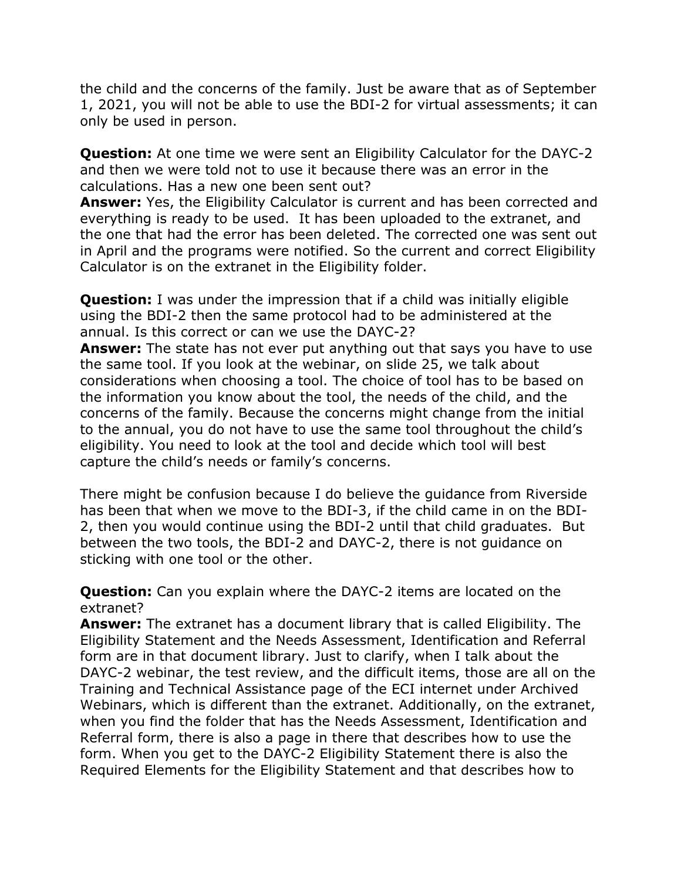the child and the concerns of the family. Just be aware that as of September 1, 2021, you will not be able to use the BDI-2 for virtual assessments; it can only be used in person.

**Question:** At one time we were sent an Eligibility Calculator for the DAYC-2 and then we were told not to use it because there was an error in the calculations. Has a new one been sent out?
**Answer:** Yes, the Eligibility Calculator is current and has been corrected and everything is ready to be used. It has been uploaded to the extranet, and the one that had the error has been deleted. The corrected one was sent out in April and the programs were notified. So the current and correct Eligibility Calculator is on the extranet in the Eligibility folder.

**Question:** I was under the impression that if a child was initially eligible using the BDI-2 then the same protocol had to be administered at the annual. Is this correct or can we use the DAYC-2?
**Answer:** The state has not ever put anything out that says you have to use the same tool. If you look at the webinar, on slide 25, we talk about considerations when choosing a tool. The choice of tool has to be based on the information you know about the tool, the needs of the child, and the concerns of the family. Because the concerns might change from the initial to the annual, you do not have to use the same tool throughout the child's eligibility. You need to look at the tool and decide which tool will best capture the child's needs or family's concerns.

There might be confusion because I do believe the guidance from Riverside has been that when we move to the BDI-3, if the child came in on the BDI-2, then you would continue using the BDI-2 until that child graduates. But between the two tools, the BDI-2 and DAYC-2, there is not guidance on sticking with one tool or the other.

**Question:** Can you explain where the DAYC-2 items are located on the extranet?
**Answer:** The extranet has a document library that is called Eligibility. The Eligibility Statement and the Needs Assessment, Identification and Referral form are in that document library. Just to clarify, when I talk about the DAYC-2 webinar, the test review, and the difficult items, those are all on the Training and Technical Assistance page of the ECI internet under Archived Webinars, which is different than the extranet. Additionally, on the extranet, when you find the folder that has the Needs Assessment, Identification and Referral form, there is also a page in there that describes how to use the form. When you get to the DAYC-2 Eligibility Statement there is also the Required Elements for the Eligibility Statement and that describes how to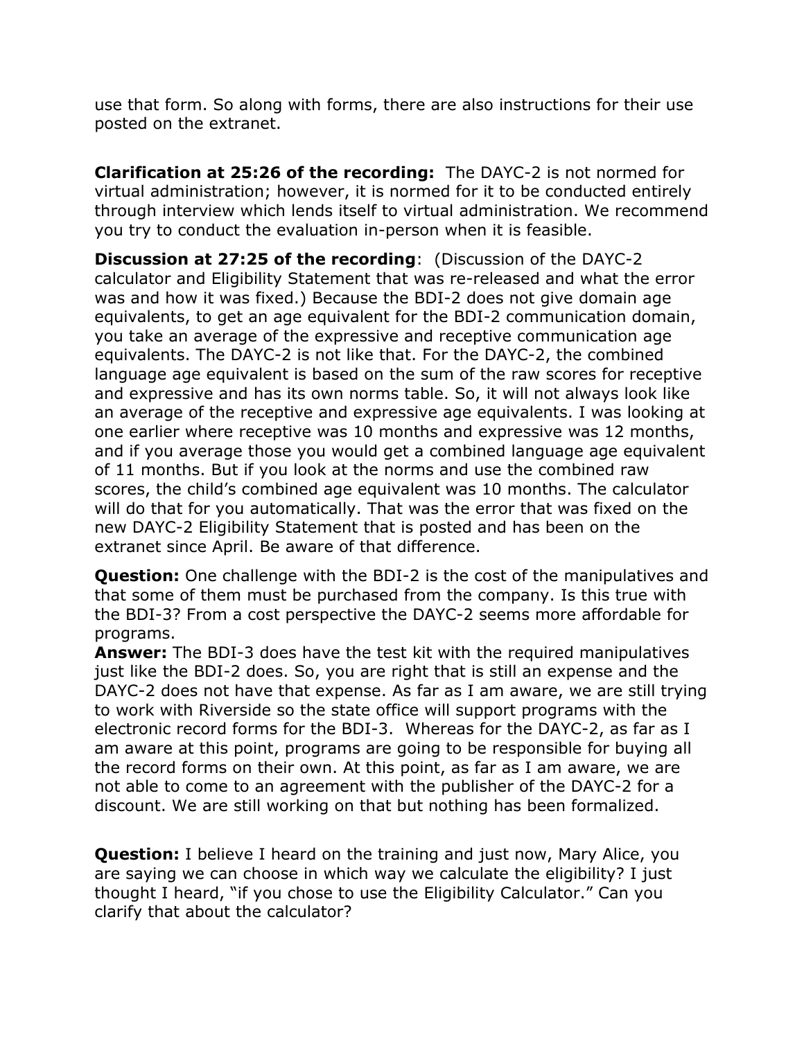use that form. So along with forms, there are also instructions for their use posted on the extranet.

**Clarification at 25:26 of the recording:** The DAYC-2 is not normed for virtual administration; however, it is normed for it to be conducted entirely through interview which lends itself to virtual administration. We recommend you try to conduct the evaluation in-person when it is feasible.

**Discussion at 27:25 of the recording**: (Discussion of the DAYC-2 calculator and Eligibility Statement that was re-released and what the error was and how it was fixed.) Because the BDI-2 does not give domain age equivalents, to get an age equivalent for the BDI-2 communication domain, you take an average of the expressive and receptive communication age equivalents. The DAYC-2 is not like that. For the DAYC-2, the combined language age equivalent is based on the sum of the raw scores for receptive and expressive and has its own norms table. So, it will not always look like an average of the receptive and expressive age equivalents. I was looking at one earlier where receptive was 10 months and expressive was 12 months, and if you average those you would get a combined language age equivalent of 11 months. But if you look at the norms and use the combined raw scores, the child's combined age equivalent was 10 months. The calculator will do that for you automatically. That was the error that was fixed on the new DAYC-2 Eligibility Statement that is posted and has been on the extranet since April. Be aware of that difference.

**Question:** One challenge with the BDI-2 is the cost of the manipulatives and that some of them must be purchased from the company. Is this true with the BDI-3? From a cost perspective the DAYC-2 seems more affordable for programs.
**Answer:** The BDI-3 does have the test kit with the required manipulatives just like the BDI-2 does. So, you are right that is still an expense and the DAYC-2 does not have that expense. As far as I am aware, we are still trying to work with Riverside so the state office will support programs with the electronic record forms for the BDI-3. Whereas for the DAYC-2, as far as I am aware at this point, programs are going to be responsible for buying all the record forms on their own. At this point, as far as I am aware, we are not able to come to an agreement with the publisher of the DAYC-2 for a discount. We are still working on that but nothing has been formalized.

**Question:** I believe I heard on the training and just now, Mary Alice, you are saying we can choose in which way we calculate the eligibility? I just thought I heard, "if you chose to use the Eligibility Calculator." Can you clarify that about the calculator?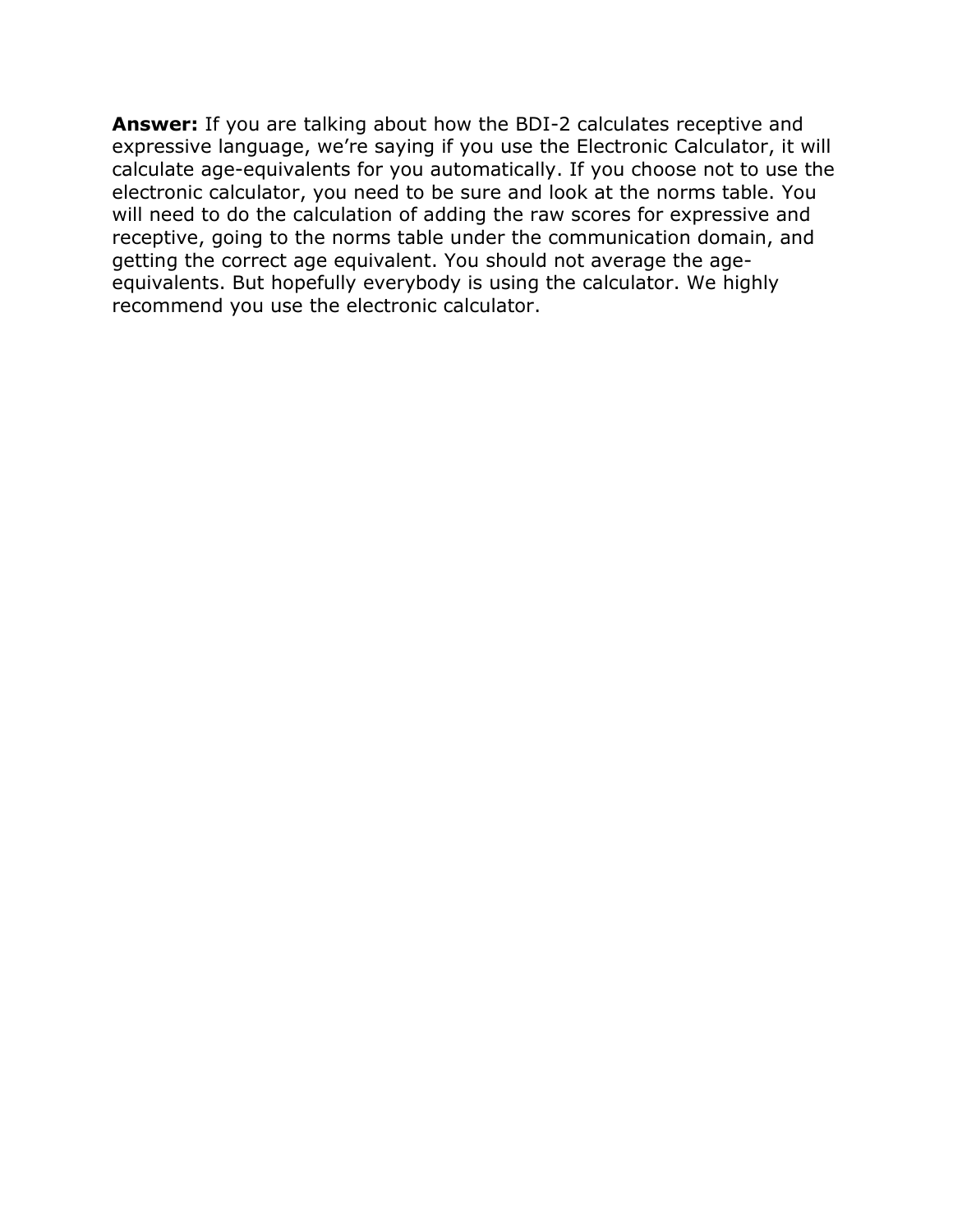**Answer:** If you are talking about how the BDI-2 calculates receptive and expressive language, we're saying if you use the Electronic Calculator, it will calculate age-equivalents for you automatically. If you choose not to use the electronic calculator, you need to be sure and look at the norms table. You will need to do the calculation of adding the raw scores for expressive and receptive, going to the norms table under the communication domain, and getting the correct age equivalent. You should not average the age-equivalents. But hopefully everybody is using the calculator. We highly recommend you use the electronic calculator.